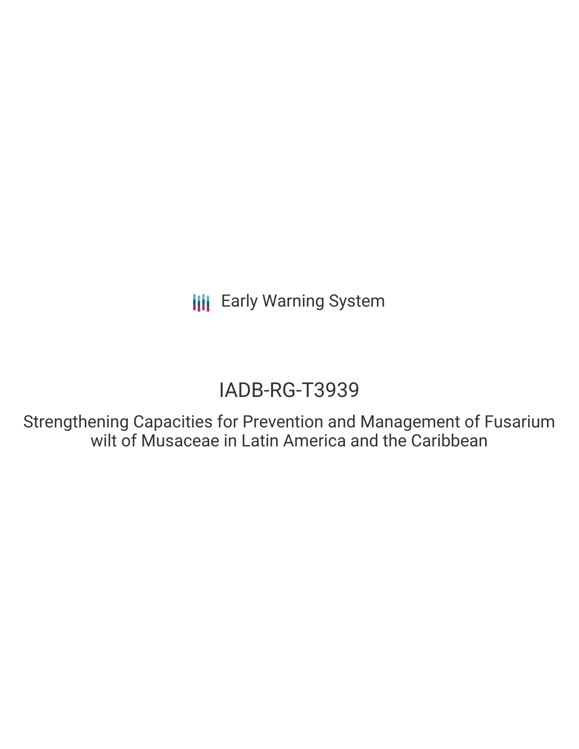Early Warning System

# IADB-RG-T3939

## Strengthening Capacities for Prevention and Management of Fusarium wilt of Musaceae in Latin America and the Caribbean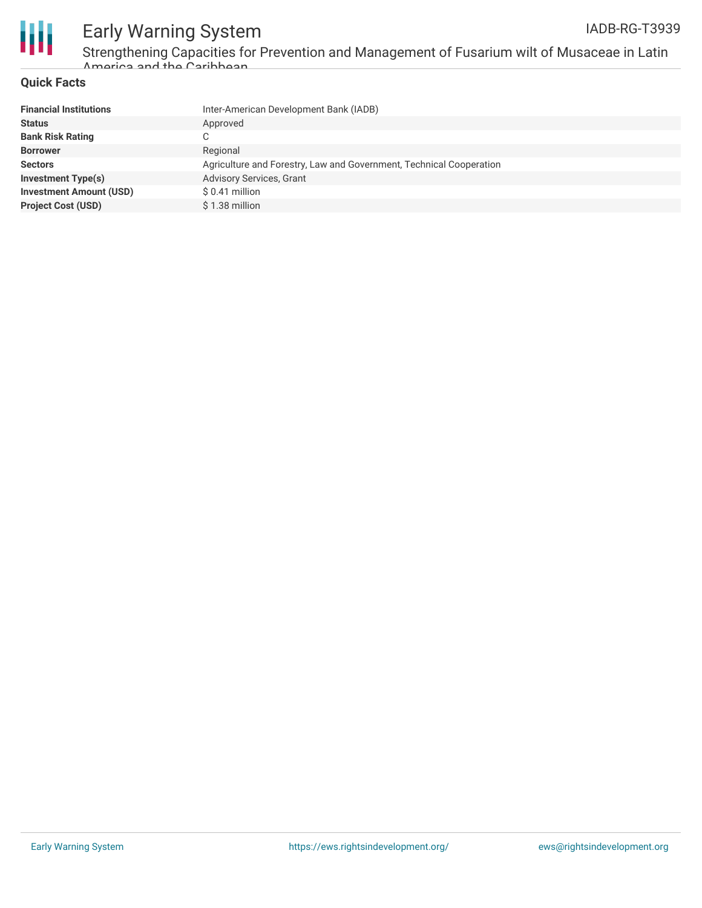## Quick Facts

| | |
|---|---|
| **Financial Institutions** | Inter-American Development Bank (IADB) |
| **Status** | Approved |
| **Bank Risk Rating** | C |
| **Borrower** | Regional |
| **Sectors** | Agriculture and Forestry, Law and Government, Technical Cooperation |
| **Investment Type(s)** | Advisory Services, Grant |
| **Investment Amount (USD)** | $ 0.41 million |
| **Project Cost (USD)** | $ 1.38 million |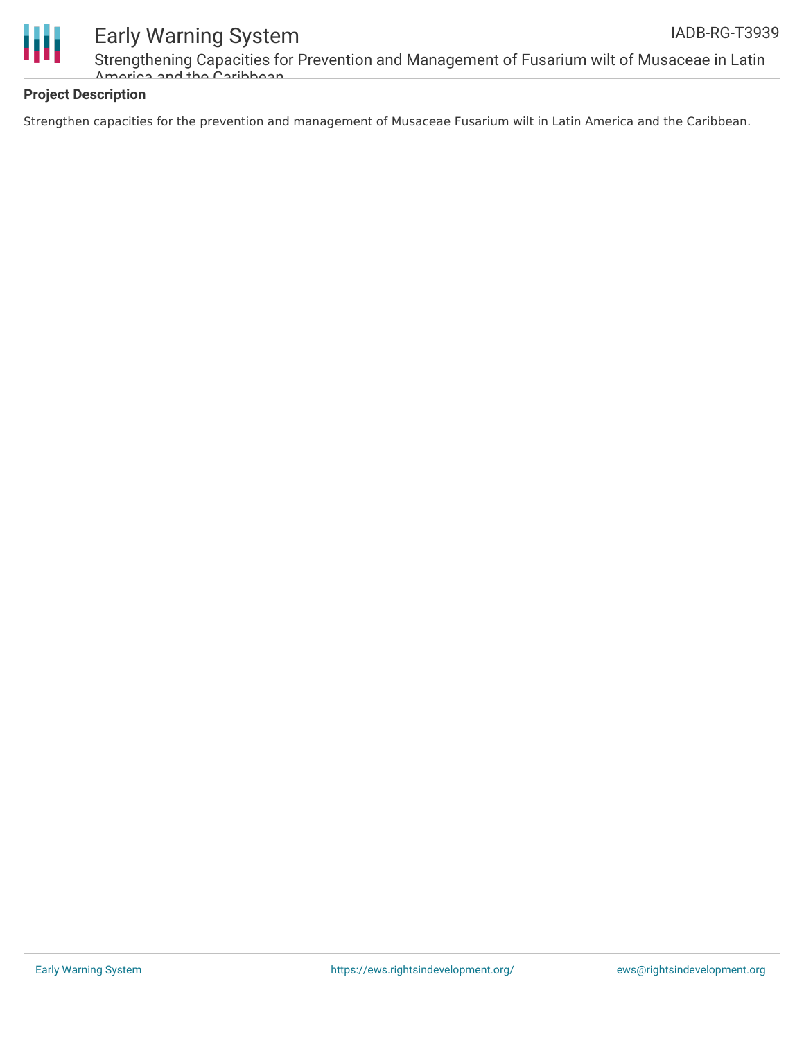## Project Description

Strengthen capacities for the prevention and management of Musaceae Fusarium wilt in Latin America and the Caribbean.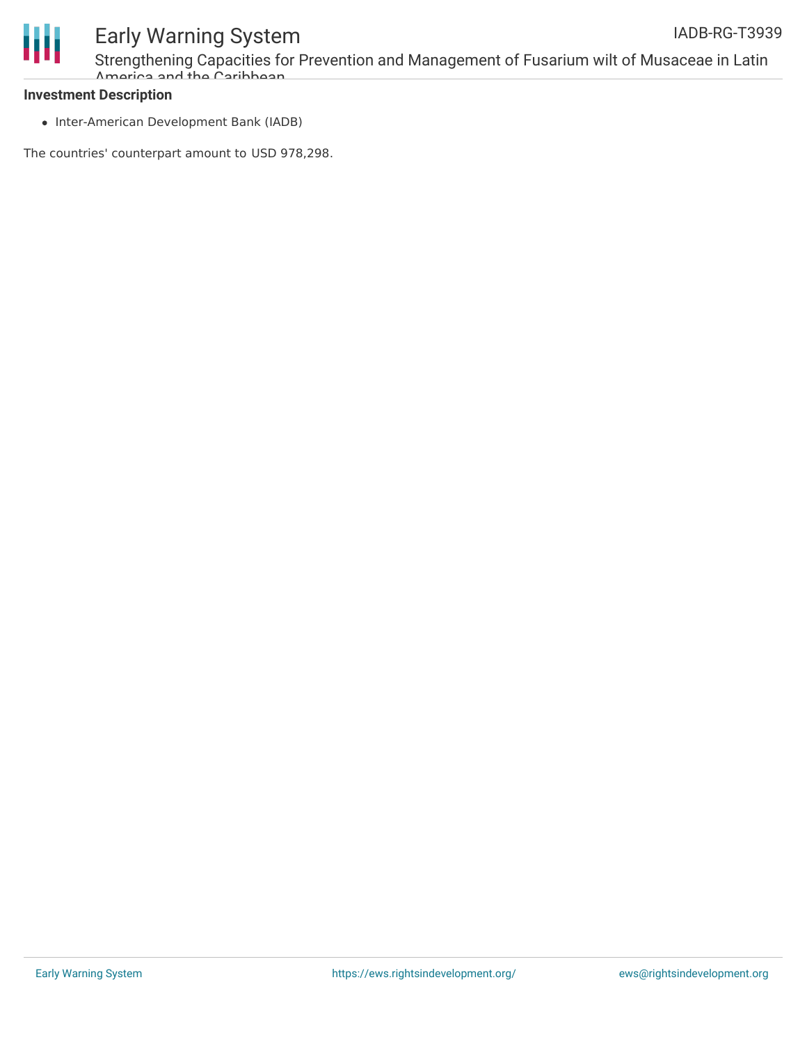**Investment Description**

- Inter-American Development Bank (IADB)

The countries' counterpart amount to USD 978,298.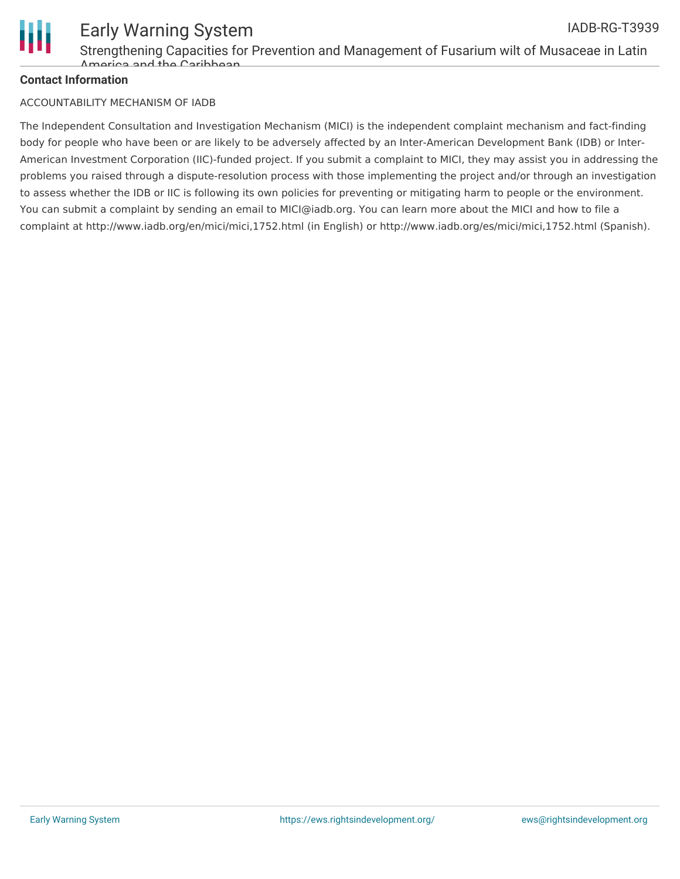**Contact Information**

ACCOUNTABILITY MECHANISM OF IADB

The Independent Consultation and Investigation Mechanism (MICI) is the independent complaint mechanism and fact-finding body for people who have been or are likely to be adversely affected by an Inter-American Development Bank (IDB) or Inter-American Investment Corporation (IIC)-funded project. If you submit a complaint to MICI, they may assist you in addressing the problems you raised through a dispute-resolution process with those implementing the project and/or through an investigation to assess whether the IDB or IIC is following its own policies for preventing or mitigating harm to people or the environment. You can submit a complaint by sending an email to MICI@iadb.org. You can learn more about the MICI and how to file a complaint at http://www.iadb.org/en/mici/mici,1752.html (in English) or http://www.iadb.org/es/mici/mici,1752.html (Spanish).